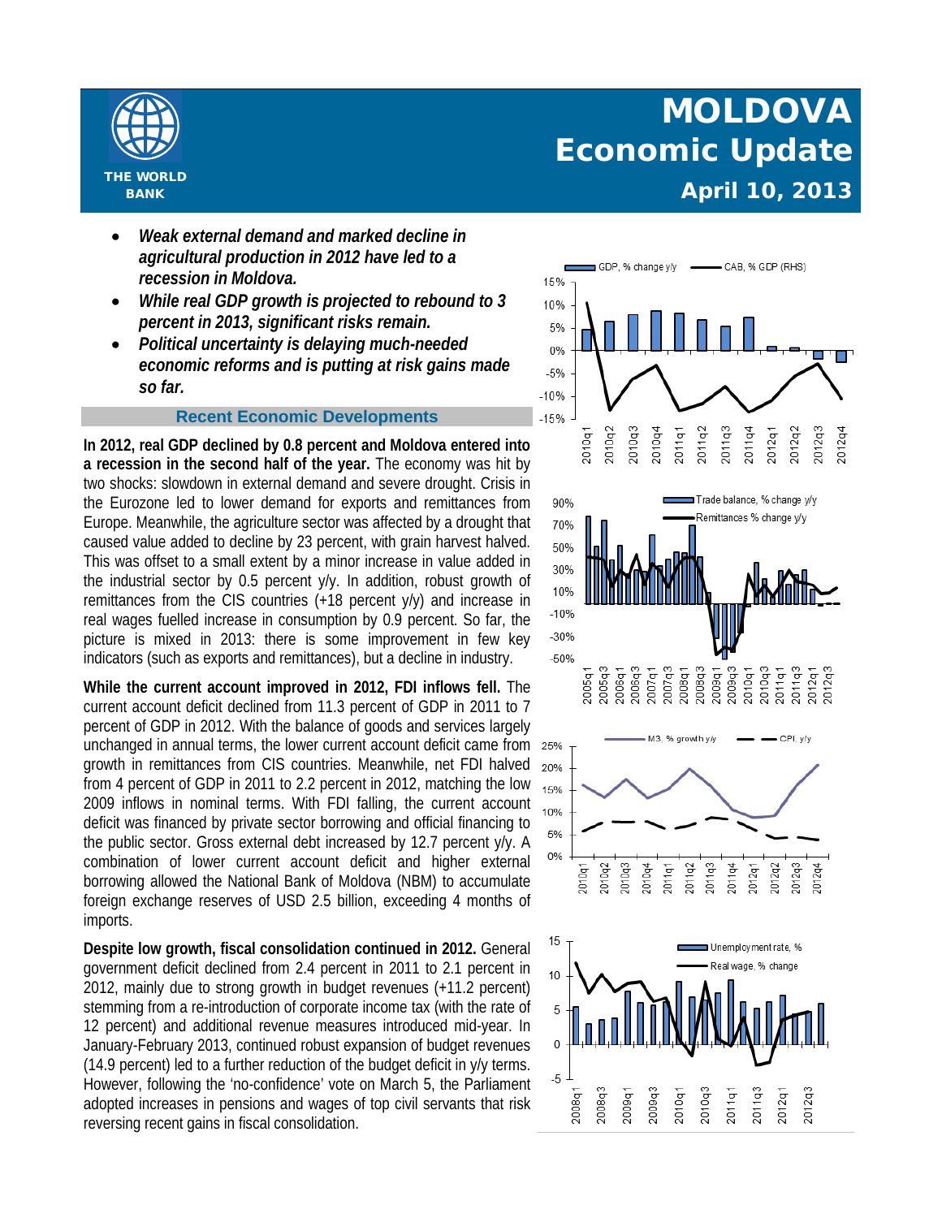# MOLDOVA Economic Update

**April 10, 2013**

THE WORLD BANK

- ***Weak external demand and marked decline in agricultural production in 2012 have led to a recession in Moldova.***
- ***While real GDP growth is projected to rebound to 3 percent in 2013, significant risks remain.***
- ***Political uncertainty is delaying much-needed economic reforms and is putting at risk gains made so far.***

## Recent Economic Developments

**In 2012, real GDP declined by 0.8 percent and Moldova entered into a recession in the second half of the year.** The economy was hit by two shocks: slowdown in external demand and severe drought. Crisis in the Eurozone led to lower demand for exports and remittances from Europe. Meanwhile, the agriculture sector was affected by a drought that caused value added to decline by 23 percent, with grain harvest halved. This was offset to a small extent by a minor increase in value added in the industrial sector by 0.5 percent y/y. In addition, robust growth of remittances from the CIS countries (+18 percent y/y) and increase in real wages fuelled increase in consumption by 0.9 percent. So far, the picture is mixed in 2013: there is some improvement in few key indicators (such as exports and remittances), but a decline in industry.

**While the current account improved in 2012, FDI inflows fell.** The current account deficit declined from 11.3 percent of GDP in 2011 to 7 percent of GDP in 2012. With the balance of goods and services largely unchanged in annual terms, the lower current account deficit came from growth in remittances from CIS countries. Meanwhile, net FDI halved from 4 percent of GDP in 2011 to 2.2 percent in 2012, matching the low 2009 inflows in nominal terms. With FDI falling, the current account deficit was financed by private sector borrowing and official financing to the public sector. Gross external debt increased by 12.7 percent y/y. A combination of lower current account deficit and higher external borrowing allowed the National Bank of Moldova (NBM) to accumulate foreign exchange reserves of USD 2.5 billion, exceeding 4 months of imports.

**Despite low growth, fiscal consolidation continued in 2012.** General government deficit declined from 2.4 percent in 2011 to 2.1 percent in 2012, mainly due to strong growth in budget revenues (+11.2 percent) stemming from a re-introduction of corporate income tax (with the rate of 12 percent) and additional revenue measures introduced mid-year. In January-February 2013, continued robust expansion of budget revenues (14.9 percent) led to a further reduction of the budget deficit in y/y terms. However, following the 'no-confidence' vote on March 5, the Parliament adopted increases in pensions and wages of top civil servants that risk reversing recent gains in fiscal consolidation.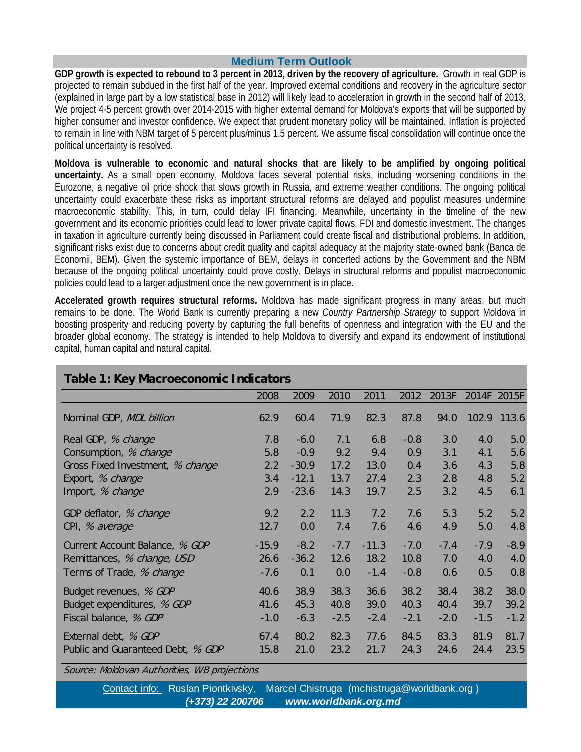## Medium Term Outlook

**GDP growth is expected to rebound to 3 percent in 2013, driven by the recovery of agriculture.** Growth in real GDP is projected to remain subdued in the first half of the year. Improved external conditions and recovery in the agriculture sector (explained in large part by a low statistical base in 2012) will likely lead to acceleration in growth in the second half of 2013. We project 4-5 percent growth over 2014-2015 with higher external demand for Moldova's exports that will be supported by higher consumer and investor confidence. We expect that prudent monetary policy will be maintained. Inflation is projected to remain in line with NBM target of 5 percent plus/minus 1.5 percent. We assume fiscal consolidation will continue once the political uncertainty is resolved.

**Moldova is vulnerable to economic and natural shocks that are likely to be amplified by ongoing political uncertainty.** As a small open economy, Moldova faces several potential risks, including worsening conditions in the Eurozone, a negative oil price shock that slows growth in Russia, and extreme weather conditions. The ongoing political uncertainty could exacerbate these risks as important structural reforms are delayed and populist measures undermine macroeconomic stability. This, in turn, could delay IFI financing. Meanwhile, uncertainty in the timeline of the new government and its economic priorities could lead to lower private capital flows, FDI and domestic investment. The changes in taxation in agriculture currently being discussed in Parliament could create fiscal and distributional problems. In addition, significant risks exist due to concerns about credit quality and capital adequacy at the majority state-owned bank (Banca de Economii, BEM). Given the systemic importance of BEM, delays in concerted actions by the Government and the NBM because of the ongoing political uncertainty could prove costly. Delays in structural reforms and populist macroeconomic policies could lead to a larger adjustment once the new government is in place.

**Accelerated growth requires structural reforms.** Moldova has made significant progress in many areas, but much remains to be done. The World Bank is currently preparing a new *Country Partnership Strategy* to support Moldova in boosting prosperity and reducing poverty by capturing the full benefits of openness and integration with the EU and the broader global economy. The strategy is intended to help Moldova to diversify and expand its endowment of institutional capital, human capital and natural capital.

**Table 1: Key Macroeconomic Indicators**

| | 2008 | 2009 | 2010 | 2011 | 2012 | 2013F | 2014F | 2015F |
|---|---|---|---|---|---|---|---|---|
| Nominal GDP, *MDL billion* | 62.9 | 60.4 | 71.9 | 82.3 | 87.8 | 94.0 | 102.9 | 113.6 |
| Real GDP, *% change* | 7.8 | -6.0 | 7.1 | 6.8 | -0.8 | 3.0 | 4.0 | 5.0 |
| Consumption, *% change* | 5.8 | -0.9 | 9.2 | 9.4 | 0.9 | 3.1 | 4.1 | 5.6 |
| Gross Fixed Investment, *% change* | 2.2 | -30.9 | 17.2 | 13.0 | 0.4 | 3.6 | 4.3 | 5.8 |
| Export, *% change* | 3.4 | -12.1 | 13.7 | 27.4 | 2.3 | 2.8 | 4.8 | 5.2 |
| Import, *% change* | 2.9 | -23.6 | 14.3 | 19.7 | 2.5 | 3.2 | 4.5 | 6.1 |
| GDP deflator, *% change* | 9.2 | 2.2 | 11.3 | 7.2 | 7.6 | 5.3 | 5.2 | 5.2 |
| CPI, *% average* | 12.7 | 0.0 | 7.4 | 7.6 | 4.6 | 4.9 | 5.0 | 4.8 |
| Current Account Balance, *% GDP* | -15.9 | -8.2 | -7.7 | -11.3 | -7.0 | -7.4 | -7.9 | -8.9 |
| Remittances, *% change, USD* | 26.6 | -36.2 | 12.6 | 18.2 | 10.8 | 7.0 | 4.0 | 4.0 |
| Terms of Trade, *% change* | -7.6 | 0.1 | 0.0 | -1.4 | -0.8 | 0.6 | 0.5 | 0.8 |
| Budget revenues, *% GDP* | 40.6 | 38.9 | 38.3 | 36.6 | 38.2 | 38.4 | 38.2 | 38.0 |
| Budget expenditures, *% GDP* | 41.6 | 45.3 | 40.8 | 39.0 | 40.3 | 40.4 | 39.7 | 39.2 |
| Fiscal balance, *% GDP* | -1.0 | -6.3 | -2.5 | -2.4 | -2.1 | -2.0 | -1.5 | -1.2 |
| External debt, *% GDP* | 67.4 | 80.2 | 82.3 | 77.6 | 84.5 | 83.3 | 81.9 | 81.7 |
| Public and Guaranteed Debt, *% GDP* | 15.8 | 21.0 | 23.2 | 21.7 | 24.3 | 24.6 | 24.4 | 23.5 |

*Source: Moldovan Authorities, WB projections*

Contact info: Ruslan Piontkivsky, Marcel Chistruga (mchistruga@worldbank.org)
***(+373) 22 200706 www.worldbank.org.md***